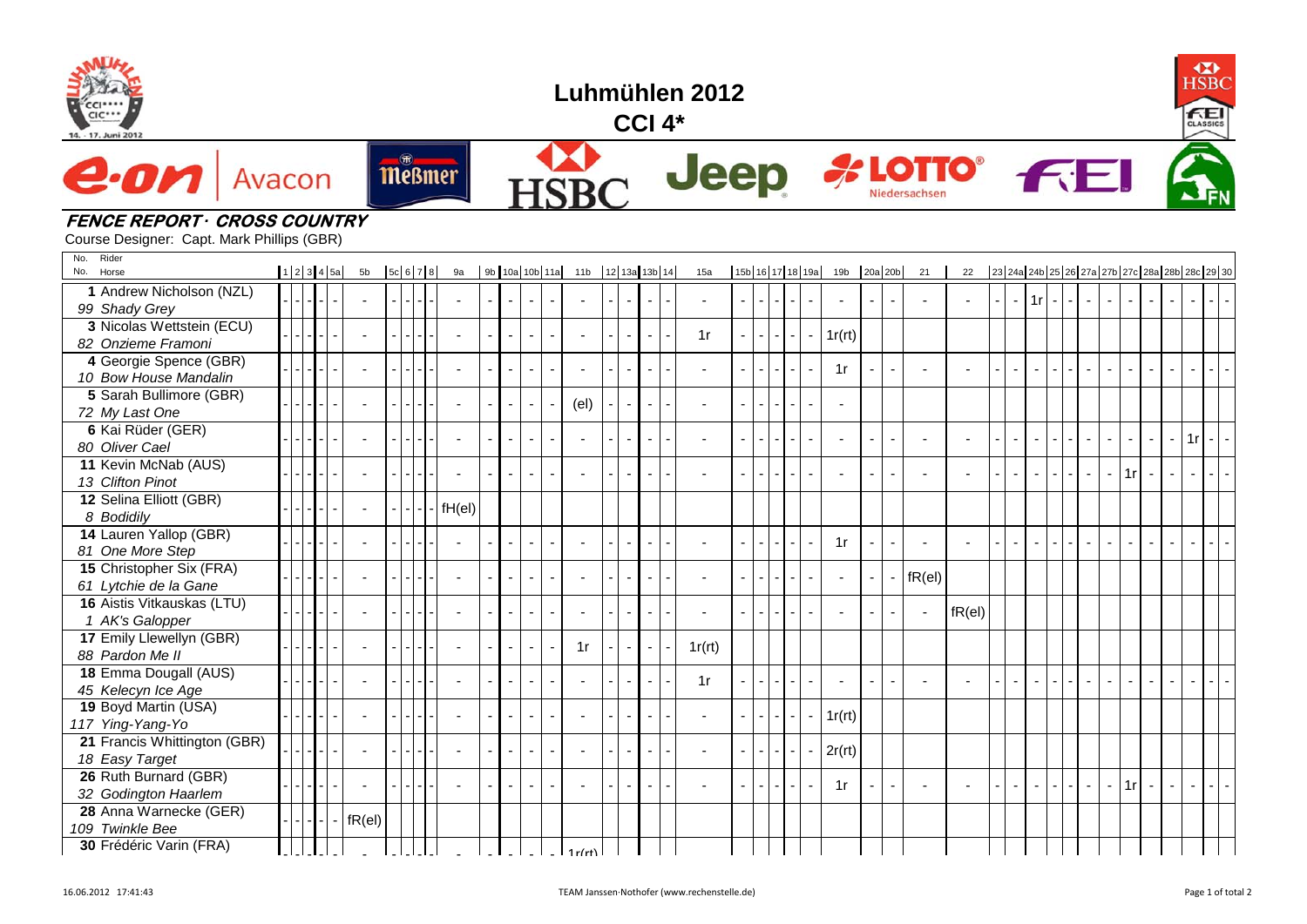# Luhmühlen 2012

## CCI 4*

### FENCE REPORT · CROSS COUNTRY

Course Designer: Capt. Mark Phillips (GBR)

| No. Rider / No. Horse | 1 | 2 | 3 | 4 | 5a | 5b | 5c | 6 | 7 | 8 | 9a | 9b | 10a | 10b | 11a | 11b | 12 | 13a | 13b | 14 | 15a | 15b | 16 | 17 | 18 | 19a | 19b | 20a | 20b | 21 | 22 | 23 | 24a | 24b | 25 | 26 | 27a | 27b | 27c | 28a | 28b | 28c | 29 | 30 |
|---|---|---|---|---|---|---|---|---|---|---|---|---|---|---|---|---|---|---|---|---|---|---|---|---|---|---|---|---|---|---|---|---|---|---|---|---|---|---|---|---|---|---|---|---|
| 1 Andrew Nicholson (NZL) 99 *Shady Grey* | - | - | - | - | - | - | - | - | - | - | - | - | - | - | - | - | - | - | - | - | - | - | - | - | - | - | - | - | - | - | - | - | - | 1r | - | - | - | - | - | - | - | - | - | - |
| 3 Nicolas Wettstein (ECU) 82 *Onzieme Framoni* | - | - | - | - | - | - | - | - | - | - | - | - | - | - | - | - | - | - | - | - | 1r | - | - | - | - | - | 1r(rt) | | | | | | | | | | | | | | | | | |
| 4 Georgie Spence (GBR) 10 *Bow House Mandalin* | - | - | - | - | - | - | - | - | - | - | - | - | - | - | - | - | - | - | - | - | - | - | - | - | - | - | 1r | - | - | - | - | - | - | - | - | - | - | - | - | - | - | - | - | - |
| 5 Sarah Bullimore (GBR) 72 *My Last One* | - | - | - | - | - | - | - | - | - | - | - | - | - | - | - | (el) | - | - | - | - | - | - | - | - | - | - | - | | | | | | | | | | | | | | | | | |
| 6 Kai Rüder (GER) 80 *Oliver Cael* | - | - | - | - | - | - | - | - | - | - | - | - | - | - | - | - | - | - | - | - | - | - | - | - | - | - | - | - | - | - | - | - | - | - | - | - | - | - | - | - | - | 1r | - | - |
| 11 Kevin McNab (AUS) 13 *Clifton Pinot* | - | - | - | - | - | - | - | - | - | - | - | - | - | - | - | - | - | - | - | - | - | - | - | - | - | - | - | - | - | - | - | - | - | - | - | - | - | - | 1r | - | - | - | - | - |
| 12 Selina Elliott (GBR) 8 *Bodidily* | - | - | - | - | - | - | - | - | - | - | fH(el) | | | | | | | | | | | | | | | | | | | | | | | | | | | | | | | | | |
| 14 Lauren Yallop (GBR) 81 *One More Step* | - | - | - | - | - | - | - | - | - | - | - | - | - | - | - | - | - | - | - | - | - | - | - | - | - | - | 1r | - | - | - | - | - | - | - | - | - | - | - | - | - | - | - | - | - |
| 15 Christopher Six (FRA) 61 *Lytchie de la Gane* | - | - | - | - | - | - | - | - | - | - | - | - | - | - | - | - | - | - | - | - | - | - | - | - | - | - | - | - | - | fR(el) | | | | | | | | | | | | | | |
| 16 Aistis Vitkauskas (LTU) 1 *AK's Galopper* | - | - | - | - | - | - | - | - | - | - | - | - | - | - | - | - | - | - | - | - | - | - | - | - | - | - | - | - | - | - | fR(el) | | | | | | | | | | | | | |
| 17 Emily Llewellyn (GBR) 88 *Pardon Me II* | - | - | - | - | - | - | - | - | - | - | - | - | - | - | - | 1r | - | - | - | - | 1r(rt) | | | | | | | | | | | | | | | | | | | | | | | |
| 18 Emma Dougall (AUS) 45 *Kelecyn Ice Age* | - | - | - | - | - | - | - | - | - | - | - | - | - | - | - | - | - | - | - | - | 1r | - | - | - | - | - | - | - | - | - | - | - | - | - | - | - | - | - | - | - | - | - | - | - |
| 19 Boyd Martin (USA) 117 *Ying-Yang-Yo* | - | - | - | - | - | - | - | - | - | - | - | - | - | - | - | - | - | - | - | - | - | - | - | - | - | - | 1r(rt) | | | | | | | | | | | | | | | | | |
| 21 Francis Whittington (GBR) 18 *Easy Target* | - | - | - | - | - | - | - | - | - | - | - | - | - | - | - | - | - | - | - | - | - | - | - | - | - | - | 2r(rt) | | | | | | | | | | | | | | | | | |
| 26 Ruth Burnard (GBR) 32 *Godington Haarlem* | - | - | - | - | - | - | - | - | - | - | - | - | - | - | - | - | - | - | - | - | - | - | - | - | - | - | 1r | - | - | - | - | - | - | - | - | - | - | - | 1r | - | - | - | - | - |
| 28 Anna Warnecke (GER) 109 *Twinkle Bee* | - | - | - | - | - | fR(el) | | | | | | | | | | | | | | | | | | | | | | | | | | | | | | | | | | | | | | |
| 30 Frédéric Varin (FRA) | - | - | - | - | - | - | - | - | - | - | - | - | - | - | - | 1r(rt) | | | | | | | | | | | | | | | | | | | | | | | | | | | | |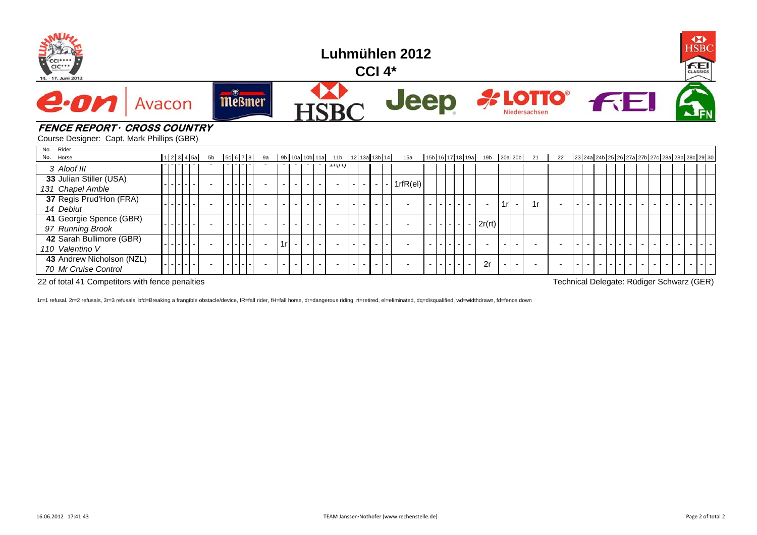# Luhmühlen 2012

## CCI 4*

### FENCE REPORT · CROSS COUNTRY

Course Designer: Capt. Mark Phillips (GBR)

| No. Rider / No. Horse | 1 | 2 | 3 | 4 | 5a | 5b | 5c | 6 | 7 | 8 | 9a | 9b | 10a | 10b | 11a | 11b | 12 | 13a | 13b | 14 | 15a | 15b | 16 | 17 | 18 | 19a | 19b | 20a | 20b | 21 | 22 | 23 | 24a | 24b | 25 | 26 | 27a | 27b | 27c | 28a | 28b | 28c | 29 | 30 |
|---|---|---|---|---|---|---|---|---|---|---|---|---|---|---|---|---|---|---|---|---|---|---|---|---|---|---|---|---|---|---|---|---|---|---|---|---|---|---|---|---|---|---|---|---|
| 3 *Aloof III* | - | - | - | - | - | - | - | - | - | - | - | - | - | - | - | 1r(rt) | | | | | | | | | | | | | | | | | | | | | | | | | | | | |
| **33** Julian Stiller (USA) / 131 *Chapel Amble* | - | - | - | - | - | - | - | - | - | - | - | - | - | - | - | - | - | - | - | - | 1rfR(el) | | | | | | | | | | | | | | | | | | | | | | | |
| **37** Regis Prud'Hon (FRA) / 14 *Debiut* | - | - | - | - | - | - | - | - | - | - | - | - | - | - | - | - | - | - | - | - | - | - | - | - | - | - | - | 1r | - | 1r | - | - | - | - | - | - | - | - | - | - | - | - | - | - |
| **41** Georgie Spence (GBR) / 97 *Running Brook* | - | - | - | - | - | - | - | - | - | - | - | - | - | - | - | - | - | - | - | - | - | - | - | - | - | - | 2r(rt) | | | | | | | | | | | | | | | | | |
| **42** Sarah Bullimore (GBR) / 110 *Valentino V* | - | - | - | - | - | - | - | - | - | - | - | 1r | - | - | - | - | - | - | - | - | - | - | - | - | - | - | - | - | - | - | - | - | - | - | - | - | - | - | - | - | - | - | - | - |
| **43** Andrew Nicholson (NZL) / 70 *Mr Cruise Control* | - | - | - | - | - | - | - | - | - | - | - | - | - | - | - | - | - | - | - | - | - | - | - | - | - | - | 2r | - | - | - | - | - | - | - | - | - | - | - | - | - | - | - | - | - |

22 of total 41 Competitors with fence penalties

Technical Delegate: Rüdiger Schwarz (GER)

1r=1 refusal, 2r=2 refusals, 3r=3 refusals, bfd=Breaking a frangible obstacle/device, fR=fall rider, fH=fall horse, dr=dangerous riding, rt=retired, el=eliminated, dq=disqualified, wd=widthdrawn, fd=fence down

16.06.2012 17:41:43 TEAM Janssen·Nothofer (www.rechenstelle.de)